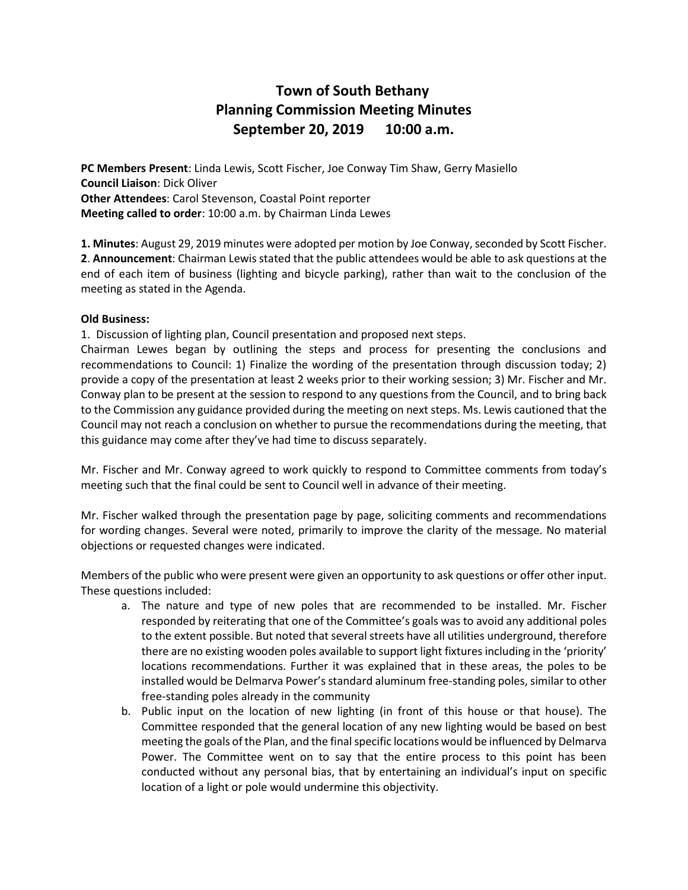# Town of South Bethany
# Planning Commission Meeting Minutes
# September 20, 2019 10:00 a.m.

**PC Members Present**: Linda Lewis, Scott Fischer, Joe Conway Tim Shaw, Gerry Masiello
**Council Liaison**: Dick Oliver
**Other Attendees**: Carol Stevenson, Coastal Point reporter
**Meeting called to order**: 10:00 a.m. by Chairman Linda Lewes

**1. Minutes**: August 29, 2019 minutes were adopted per motion by Joe Conway, seconded by Scott Fischer.
**2**. **Announcement**: Chairman Lewis stated that the public attendees would be able to ask questions at the end of each item of business (lighting and bicycle parking), rather than wait to the conclusion of the meeting as stated in the Agenda.

**Old Business:**

1. Discussion of lighting plan, Council presentation and proposed next steps.

Chairman Lewes began by outlining the steps and process for presenting the conclusions and recommendations to Council: 1) Finalize the wording of the presentation through discussion today; 2) provide a copy of the presentation at least 2 weeks prior to their working session; 3) Mr. Fischer and Mr. Conway plan to be present at the session to respond to any questions from the Council, and to bring back to the Commission any guidance provided during the meeting on next steps. Ms. Lewis cautioned that the Council may not reach a conclusion on whether to pursue the recommendations during the meeting, that this guidance may come after they've had time to discuss separately.

Mr. Fischer and Mr. Conway agreed to work quickly to respond to Committee comments from today's meeting such that the final could be sent to Council well in advance of their meeting.

Mr. Fischer walked through the presentation page by page, soliciting comments and recommendations for wording changes. Several were noted, primarily to improve the clarity of the message. No material objections or requested changes were indicated.

Members of the public who were present were given an opportunity to ask questions or offer other input. These questions included:

a. The nature and type of new poles that are recommended to be installed. Mr. Fischer responded by reiterating that one of the Committee's goals was to avoid any additional poles to the extent possible. But noted that several streets have all utilities underground, therefore there are no existing wooden poles available to support light fixtures including in the 'priority' locations recommendations. Further it was explained that in these areas, the poles to be installed would be Delmarva Power's standard aluminum free-standing poles, similar to other free-standing poles already in the community

b. Public input on the location of new lighting (in front of this house or that house). The Committee responded that the general location of any new lighting would be based on best meeting the goals of the Plan, and the final specific locations would be influenced by Delmarva Power. The Committee went on to say that the entire process to this point has been conducted without any personal bias, that by entertaining an individual's input on specific location of a light or pole would undermine this objectivity.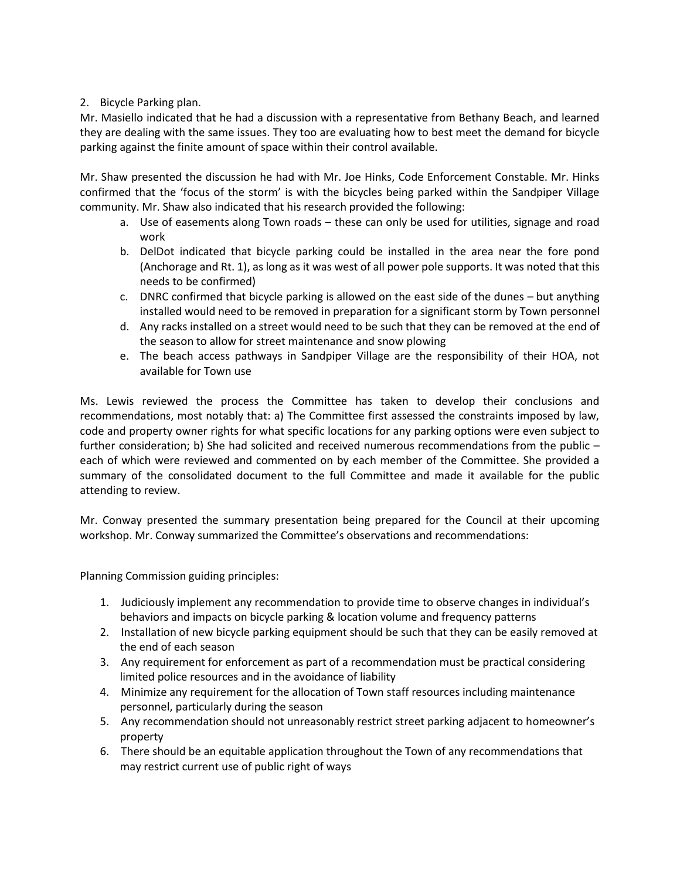2. Bicycle Parking plan.

Mr. Masiello indicated that he had a discussion with a representative from Bethany Beach, and learned they are dealing with the same issues. They too are evaluating how to best meet the demand for bicycle parking against the finite amount of space within their control available.

Mr. Shaw presented the discussion he had with Mr. Joe Hinks, Code Enforcement Constable. Mr. Hinks confirmed that the 'focus of the storm' is with the bicycles being parked within the Sandpiper Village community. Mr. Shaw also indicated that his research provided the following:

a. Use of easements along Town roads – these can only be used for utilities, signage and road work
b. DelDot indicated that bicycle parking could be installed in the area near the fore pond (Anchorage and Rt. 1), as long as it was west of all power pole supports. It was noted that this needs to be confirmed)
c. DNRC confirmed that bicycle parking is allowed on the east side of the dunes – but anything installed would need to be removed in preparation for a significant storm by Town personnel
d. Any racks installed on a street would need to be such that they can be removed at the end of the season to allow for street maintenance and snow plowing
e. The beach access pathways in Sandpiper Village are the responsibility of their HOA, not available for Town use

Ms. Lewis reviewed the process the Committee has taken to develop their conclusions and recommendations, most notably that: a) The Committee first assessed the constraints imposed by law, code and property owner rights for what specific locations for any parking options were even subject to further consideration; b) She had solicited and received numerous recommendations from the public – each of which were reviewed and commented on by each member of the Committee. She provided a summary of the consolidated document to the full Committee and made it available for the public attending to review.

Mr. Conway presented the summary presentation being prepared for the Council at their upcoming workshop. Mr. Conway summarized the Committee's observations and recommendations:

Planning Commission guiding principles:

1. Judiciously implement any recommendation to provide time to observe changes in individual's behaviors and impacts on bicycle parking & location volume and frequency patterns
2. Installation of new bicycle parking equipment should be such that they can be easily removed at the end of each season
3. Any requirement for enforcement as part of a recommendation must be practical considering limited police resources and in the avoidance of liability
4. Minimize any requirement for the allocation of Town staff resources including maintenance personnel, particularly during the season
5. Any recommendation should not unreasonably restrict street parking adjacent to homeowner's property
6. There should be an equitable application throughout the Town of any recommendations that may restrict current use of public right of ways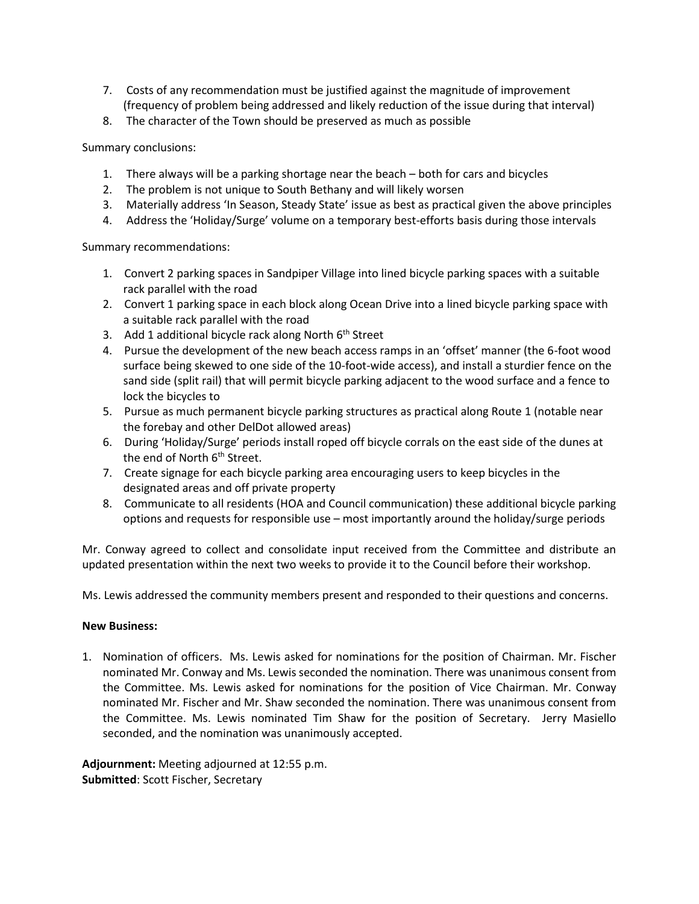7. Costs of any recommendation must be justified against the magnitude of improvement (frequency of problem being addressed and likely reduction of the issue during that interval)
8. The character of the Town should be preserved as much as possible

Summary conclusions:

1. There always will be a parking shortage near the beach – both for cars and bicycles
2. The problem is not unique to South Bethany and will likely worsen
3. Materially address 'In Season, Steady State' issue as best as practical given the above principles
4. Address the 'Holiday/Surge' volume on a temporary best-efforts basis during those intervals

Summary recommendations:

1. Convert 2 parking spaces in Sandpiper Village into lined bicycle parking spaces with a suitable rack parallel with the road
2. Convert 1 parking space in each block along Ocean Drive into a lined bicycle parking space with a suitable rack parallel with the road
3. Add 1 additional bicycle rack along North 6th Street
4. Pursue the development of the new beach access ramps in an 'offset' manner (the 6-foot wood surface being skewed to one side of the 10-foot-wide access), and install a sturdier fence on the sand side (split rail) that will permit bicycle parking adjacent to the wood surface and a fence to lock the bicycles to
5. Pursue as much permanent bicycle parking structures as practical along Route 1 (notable near the forebay and other DelDot allowed areas)
6. During 'Holiday/Surge' periods install roped off bicycle corrals on the east side of the dunes at the end of North 6th Street.
7. Create signage for each bicycle parking area encouraging users to keep bicycles in the designated areas and off private property
8. Communicate to all residents (HOA and Council communication) these additional bicycle parking options and requests for responsible use – most importantly around the holiday/surge periods

Mr. Conway agreed to collect and consolidate input received from the Committee and distribute an updated presentation within the next two weeks to provide it to the Council before their workshop.

Ms. Lewis addressed the community members present and responded to their questions and concerns.

**New Business:**

1. Nomination of officers. Ms. Lewis asked for nominations for the position of Chairman. Mr. Fischer nominated Mr. Conway and Ms. Lewis seconded the nomination. There was unanimous consent from the Committee. Ms. Lewis asked for nominations for the position of Vice Chairman. Mr. Conway nominated Mr. Fischer and Mr. Shaw seconded the nomination. There was unanimous consent from the Committee. Ms. Lewis nominated Tim Shaw for the position of Secretary. Jerry Masiello seconded, and the nomination was unanimously accepted.

**Adjournment:** Meeting adjourned at 12:55 p.m.
**Submitted**: Scott Fischer, Secretary